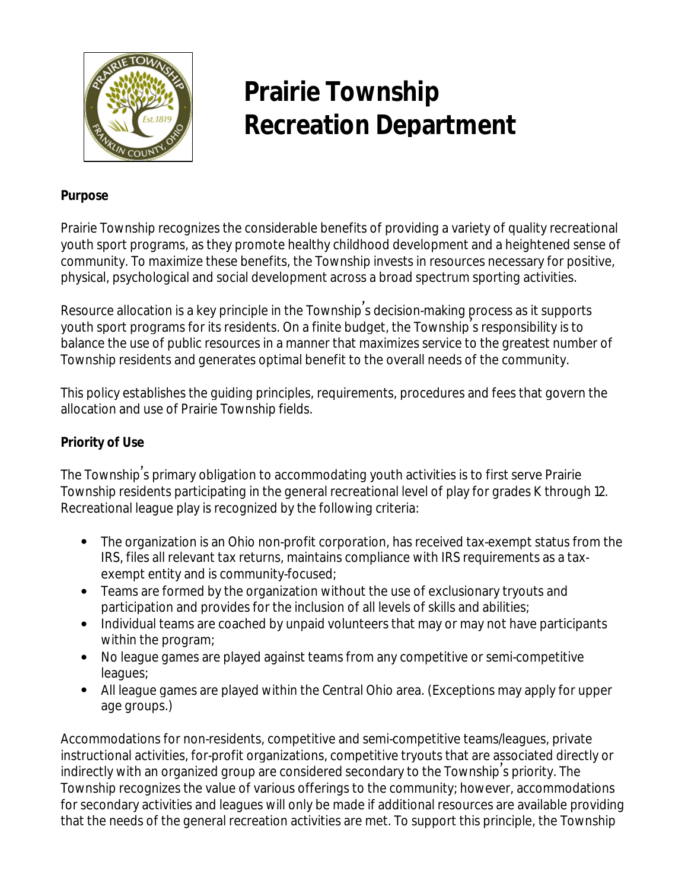# Prairie Township Recreation Department

**Purpose**

Prairie Township recognizes the considerable benefits of providing a variety of quality recreational youth sport programs, as they promote healthy childhood development and a heightened sense of community. To maximize these benefits, the Township invests in resources necessary for positive, physical, psychological and social development across a broad spectrum sporting activities.

Resource allocation is a key principle in the Township's decision-making process as it supports youth sport programs for its residents. On a finite budget, the Township's responsibility is to balance the use of public resources in a manner that maximizes service to the greatest number of Township residents and generates optimal benefit to the overall needs of the community.

This policy establishes the guiding principles, requirements, procedures and fees that govern the allocation and use of Prairie Township fields.

**Priority of Use**

The Township's primary obligation to accommodating youth activities is to first serve Prairie Township residents participating in the general recreational level of play for grades K through 12. Recreational league play is recognized by the following criteria:

- The organization is an Ohio non-profit corporation, has received tax-exempt status from the IRS, files all relevant tax returns, maintains compliance with IRS requirements as a tax-exempt entity and is community-focused;
- Teams are formed by the organization without the use of exclusionary tryouts and participation and provides for the inclusion of all levels of skills and abilities;
- Individual teams are coached by unpaid volunteers that may or may not have participants within the program;
- No league games are played against teams from any competitive or semi-competitive leagues;
- All league games are played within the Central Ohio area. (Exceptions may apply for upper age groups.)

Accommodations for non-residents, competitive and semi-competitive teams/leagues, private instructional activities, for-profit organizations, competitive tryouts that are associated directly or indirectly with an organized group are considered secondary to the Township's priority. The Township recognizes the value of various offerings to the community; however, accommodations for secondary activities and leagues will only be made if additional resources are available providing that the needs of the general recreation activities are met. To support this principle, the Township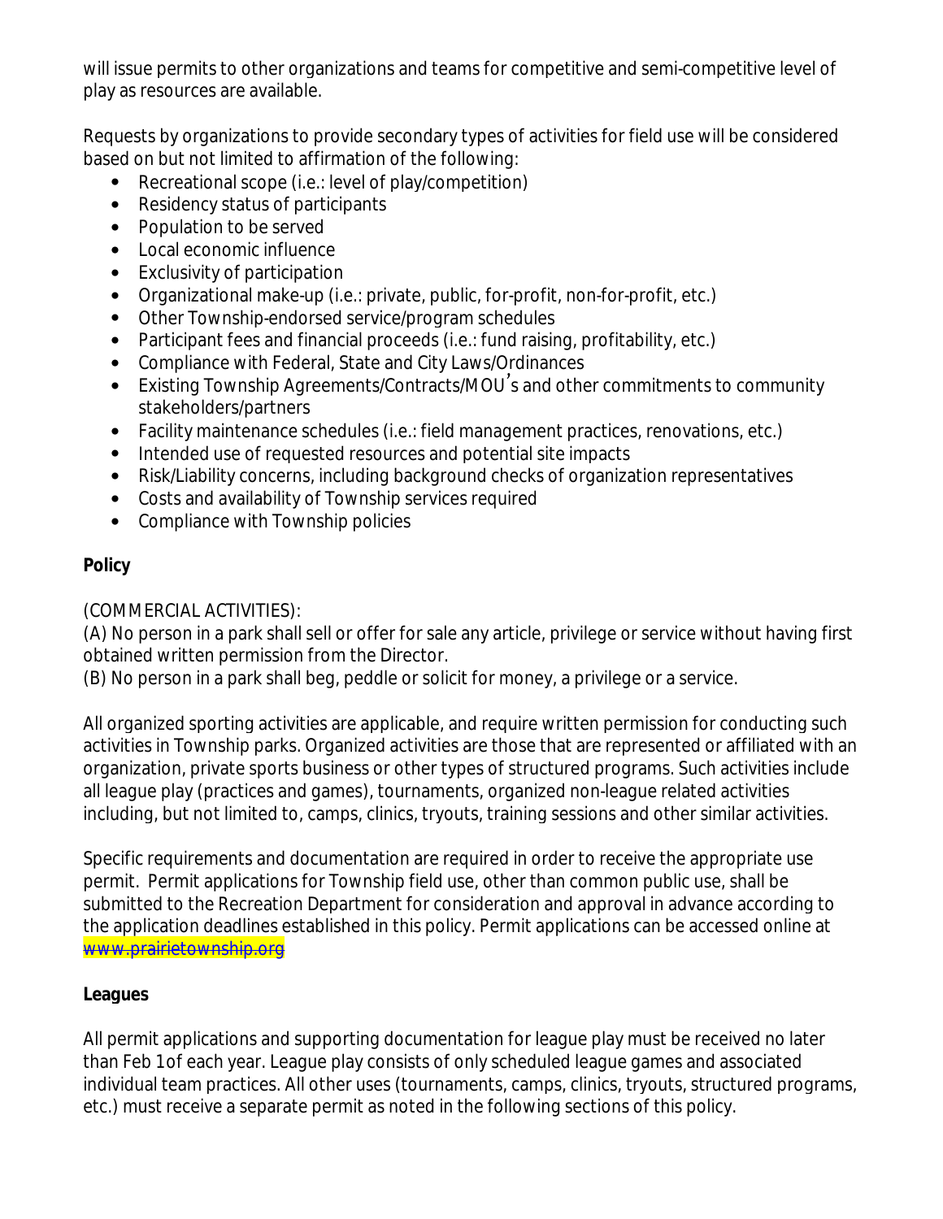will issue permits to other organizations and teams for competitive and semi-competitive level of play as resources are available.

Requests by organizations to provide secondary types of activities for field use will be considered based on but not limited to affirmation of the following:

- Recreational scope (i.e.: level of play/competition)
- Residency status of participants
- Population to be served
- Local economic influence
- Exclusivity of participation
- Organizational make-up (i.e.: private, public, for-profit, non-for-profit, etc.)
- Other Township-endorsed service/program schedules
- Participant fees and financial proceeds (i.e.: fund raising, profitability, etc.)
- Compliance with Federal, State and City Laws/Ordinances
- Existing Township Agreements/Contracts/MOU's and other commitments to community stakeholders/partners
- Facility maintenance schedules (i.e.: field management practices, renovations, etc.)
- Intended use of requested resources and potential site impacts
- Risk/Liability concerns, including background checks of organization representatives
- Costs and availability of Township services required
- Compliance with Township policies

**Policy**

(COMMERCIAL ACTIVITIES):
(A) No person in a park shall sell or offer for sale any article, privilege or service without having first obtained written permission from the Director.
(B) No person in a park shall beg, peddle or solicit for money, a privilege or a service.

All organized sporting activities are applicable, and require written permission for conducting such activities in Township parks. Organized activities are those that are represented or affiliated with an organization, private sports business or other types of structured programs. Such activities include all league play (practices and games), tournaments, organized non-league related activities including, but not limited to, camps, clinics, tryouts, training sessions and other similar activities.

Specific requirements and documentation are required in order to receive the appropriate use permit. Permit applications for Township field use, other than common public use, shall be submitted to the Recreation Department for consideration and approval in advance according to the application deadlines established in this policy. Permit applications can be accessed online at www.prairietownship.org

**Leagues**

All permit applications and supporting documentation for league play must be received no later than Feb 1of each year. League play consists of only scheduled league games and associated individual team practices. All other uses (tournaments, camps, clinics, tryouts, structured programs, etc.) must receive a separate permit as noted in the following sections of this policy.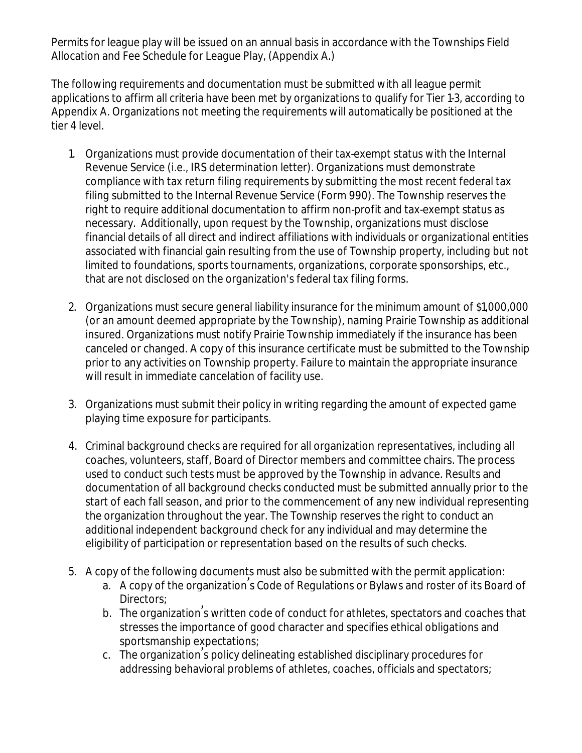Permits for league play will be issued on an annual basis in accordance with the Townships Field Allocation and Fee Schedule for League Play, (Appendix A.)

The following requirements and documentation must be submitted with all league permit applications to affirm all criteria have been met by organizations to qualify for Tier 1-3, according to Appendix A. Organizations not meeting the requirements will automatically be positioned at the tier 4 level.

1. Organizations must provide documentation of their tax-exempt status with the Internal Revenue Service (i.e., IRS determination letter). Organizations must demonstrate compliance with tax return filing requirements by submitting the most recent federal tax filing submitted to the Internal Revenue Service (Form 990). The Township reserves the right to require additional documentation to affirm non-profit and tax-exempt status as necessary. Additionally, upon request by the Township, organizations must disclose financial details of all direct and indirect affiliations with individuals or organizational entities associated with financial gain resulting from the use of Township property, including but not limited to foundations, sports tournaments, organizations, corporate sponsorships, etc., that are not disclosed on the organization's federal tax filing forms.

2. Organizations must secure general liability insurance for the minimum amount of $1,000,000 (or an amount deemed appropriate by the Township), naming Prairie Township as additional insured. Organizations must notify Prairie Township immediately if the insurance has been canceled or changed. A copy of this insurance certificate must be submitted to the Township prior to any activities on Township property. Failure to maintain the appropriate insurance will result in immediate cancelation of facility use.

3. Organizations must submit their policy in writing regarding the amount of expected game playing time exposure for participants.

4. Criminal background checks are required for all organization representatives, including all coaches, volunteers, staff, Board of Director members and committee chairs. The process used to conduct such tests must be approved by the Township in advance. Results and documentation of all background checks conducted must be submitted annually prior to the start of each fall season, and prior to the commencement of any new individual representing the organization throughout the year. The Township reserves the right to conduct an additional independent background check for any individual and may determine the eligibility of participation or representation based on the results of such checks.

5. A copy of the following documents must also be submitted with the permit application:
   a. A copy of the organization's Code of Regulations or Bylaws and roster of its Board of Directors;
   b. The organization's written code of conduct for athletes, spectators and coaches that stresses the importance of good character and specifies ethical obligations and sportsmanship expectations;
   c. The organization's policy delineating established disciplinary procedures for addressing behavioral problems of athletes, coaches, officials and spectators;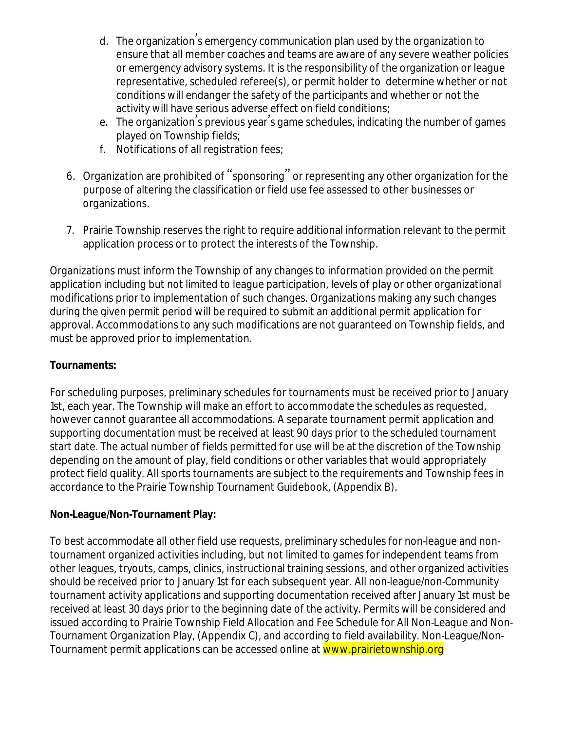d. The organization's emergency communication plan used by the organization to ensure that all member coaches and teams are aware of any severe weather policies or emergency advisory systems. It is the responsibility of the organization or league representative, scheduled referee(s), or permit holder to determine whether or not conditions will endanger the safety of the participants and whether or not the activity will have serious adverse effect on field conditions;
e. The organization's previous year's game schedules, indicating the number of games played on Township fields;
f. Notifications of all registration fees;

6. Organization are prohibited of "sponsoring" or representing any other organization for the purpose of altering the classification or field use fee assessed to other businesses or organizations.

7. Prairie Township reserves the right to require additional information relevant to the permit application process or to protect the interests of the Township.

Organizations must inform the Township of any changes to information provided on the permit application including but not limited to league participation, levels of play or other organizational modifications prior to implementation of such changes. Organizations making any such changes during the given permit period will be required to submit an additional permit application for approval. Accommodations to any such modifications are not guaranteed on Township fields, and must be approved prior to implementation.

**Tournaments:**

For scheduling purposes, preliminary schedules for tournaments must be received prior to January 1st, each year. The Township will make an effort to accommodate the schedules as requested, however cannot guarantee all accommodations. A separate tournament permit application and supporting documentation must be received at least 90 days prior to the scheduled tournament start date. The actual number of fields permitted for use will be at the discretion of the Township depending on the amount of play, field conditions or other variables that would appropriately protect field quality. All sports tournaments are subject to the requirements and Township fees in accordance to the Prairie Township Tournament Guidebook, (Appendix B).

**Non-League/Non-Tournament Play:**

To best accommodate all other field use requests, preliminary schedules for non-league and non-tournament organized activities including, but not limited to games for independent teams from other leagues, tryouts, camps, clinics, instructional training sessions, and other organized activities should be received prior to January 1st for each subsequent year. All non-league/non-Community tournament activity applications and supporting documentation received after January 1st must be received at least 30 days prior to the beginning date of the activity. Permits will be considered and issued according to Prairie Township Field Allocation and Fee Schedule for All Non-League and Non-Tournament Organization Play, (Appendix C), and according to field availability. Non-League/Non-Tournament permit applications can be accessed online at www.prairietownship.org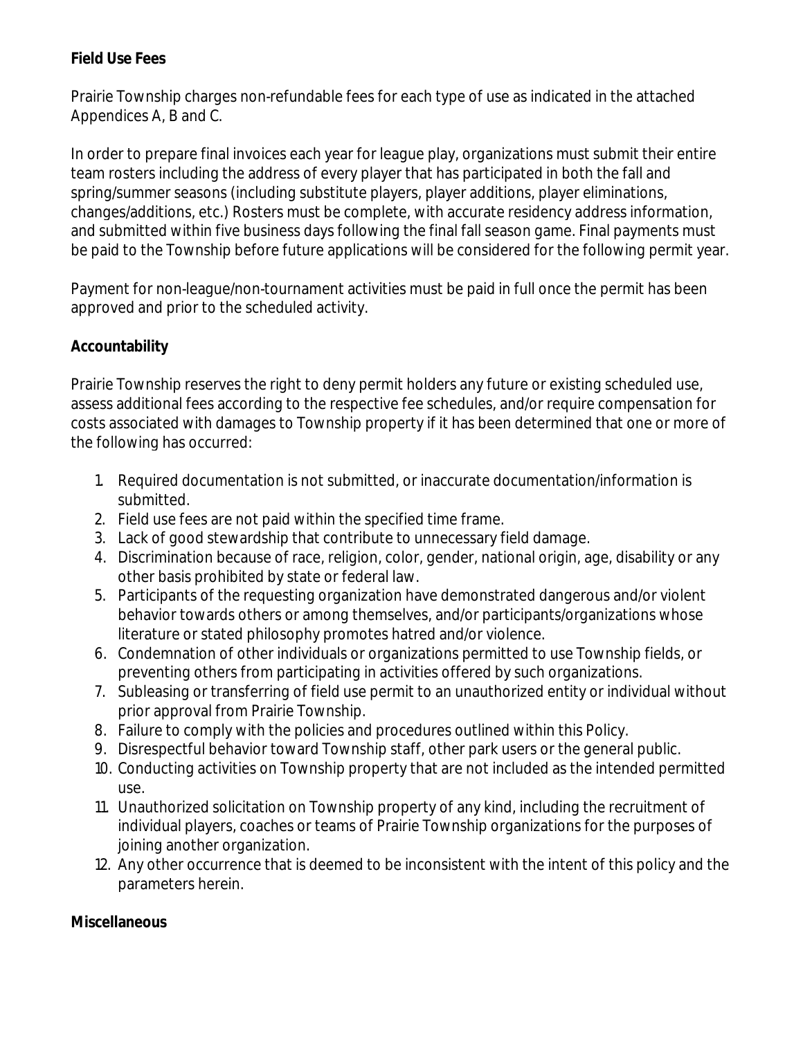**Field Use Fees**

Prairie Township charges non-refundable fees for each type of use as indicated in the attached Appendices A, B and C.

In order to prepare final invoices each year for league play, organizations must submit their entire team rosters including the address of every player that has participated in both the fall and spring/summer seasons (including substitute players, player additions, player eliminations, changes/additions, etc.) Rosters must be complete, with accurate residency address information, and submitted within five business days following the final fall season game. Final payments must be paid to the Township before future applications will be considered for the following permit year.

Payment for non-league/non-tournament activities must be paid in full once the permit has been approved and prior to the scheduled activity.

**Accountability**

Prairie Township reserves the right to deny permit holders any future or existing scheduled use, assess additional fees according to the respective fee schedules, and/or require compensation for costs associated with damages to Township property if it has been determined that one or more of the following has occurred:

1. Required documentation is not submitted, or inaccurate documentation/information is submitted.
2. Field use fees are not paid within the specified time frame.
3. Lack of good stewardship that contribute to unnecessary field damage.
4. Discrimination because of race, religion, color, gender, national origin, age, disability or any other basis prohibited by state or federal law.
5. Participants of the requesting organization have demonstrated dangerous and/or violent behavior towards others or among themselves, and/or participants/organizations whose literature or stated philosophy promotes hatred and/or violence.
6. Condemnation of other individuals or organizations permitted to use Township fields, or preventing others from participating in activities offered by such organizations.
7. Subleasing or transferring of field use permit to an unauthorized entity or individual without prior approval from Prairie Township.
8. Failure to comply with the policies and procedures outlined within this Policy.
9. Disrespectful behavior toward Township staff, other park users or the general public.
10. Conducting activities on Township property that are not included as the intended permitted use.
11. Unauthorized solicitation on Township property of any kind, including the recruitment of individual players, coaches or teams of Prairie Township organizations for the purposes of joining another organization.
12. Any other occurrence that is deemed to be inconsistent with the intent of this policy and the parameters herein.

**Miscellaneous**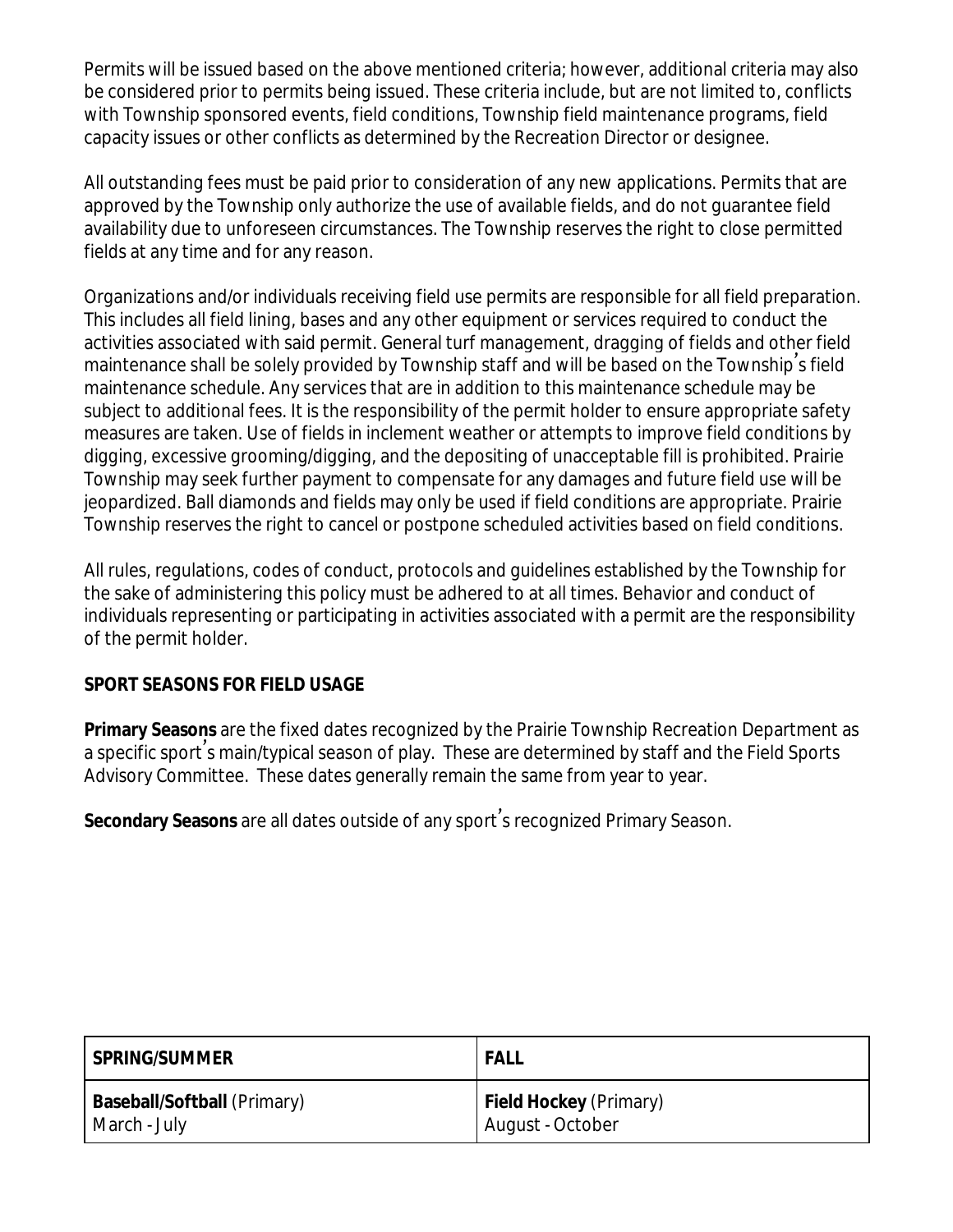Permits will be issued based on the above mentioned criteria; however, additional criteria may also be considered prior to permits being issued. These criteria include, but are not limited to, conflicts with Township sponsored events, field conditions, Township field maintenance programs, field capacity issues or other conflicts as determined by the Recreation Director or designee.

All outstanding fees must be paid prior to consideration of any new applications. Permits that are approved by the Township only authorize the use of available fields, and do not guarantee field availability due to unforeseen circumstances. The Township reserves the right to close permitted fields at any time and for any reason.

Organizations and/or individuals receiving field use permits are responsible for all field preparation. This includes all field lining, bases and any other equipment or services required to conduct the activities associated with said permit. General turf management, dragging of fields and other field maintenance shall be solely provided by Township staff and will be based on the Township's field maintenance schedule. Any services that are in addition to this maintenance schedule may be subject to additional fees. It is the responsibility of the permit holder to ensure appropriate safety measures are taken. Use of fields in inclement weather or attempts to improve field conditions by digging, excessive grooming/digging, and the depositing of unacceptable fill is prohibited. Prairie Township may seek further payment to compensate for any damages and future field use will be jeopardized. Ball diamonds and fields may only be used if field conditions are appropriate. Prairie Township reserves the right to cancel or postpone scheduled activities based on field conditions.

All rules, regulations, codes of conduct, protocols and guidelines established by the Township for the sake of administering this policy must be adhered to at all times. Behavior and conduct of individuals representing or participating in activities associated with a permit are the responsibility of the permit holder.

**SPORT SEASONS FOR FIELD USAGE**

**Primary Seasons** are the fixed dates recognized by the Prairie Township Recreation Department as a specific sport's main/typical season of play. These are determined by staff and the Field Sports Advisory Committee. These dates generally remain the same from year to year.

**Secondary Seasons** are all dates outside of any sport's recognized Primary Season.

| SPRING/SUMMER | FALL |
|---|---|
| **Baseball/Softball** (Primary)<br>March - July | **Field Hockey** (Primary)<br>August - October |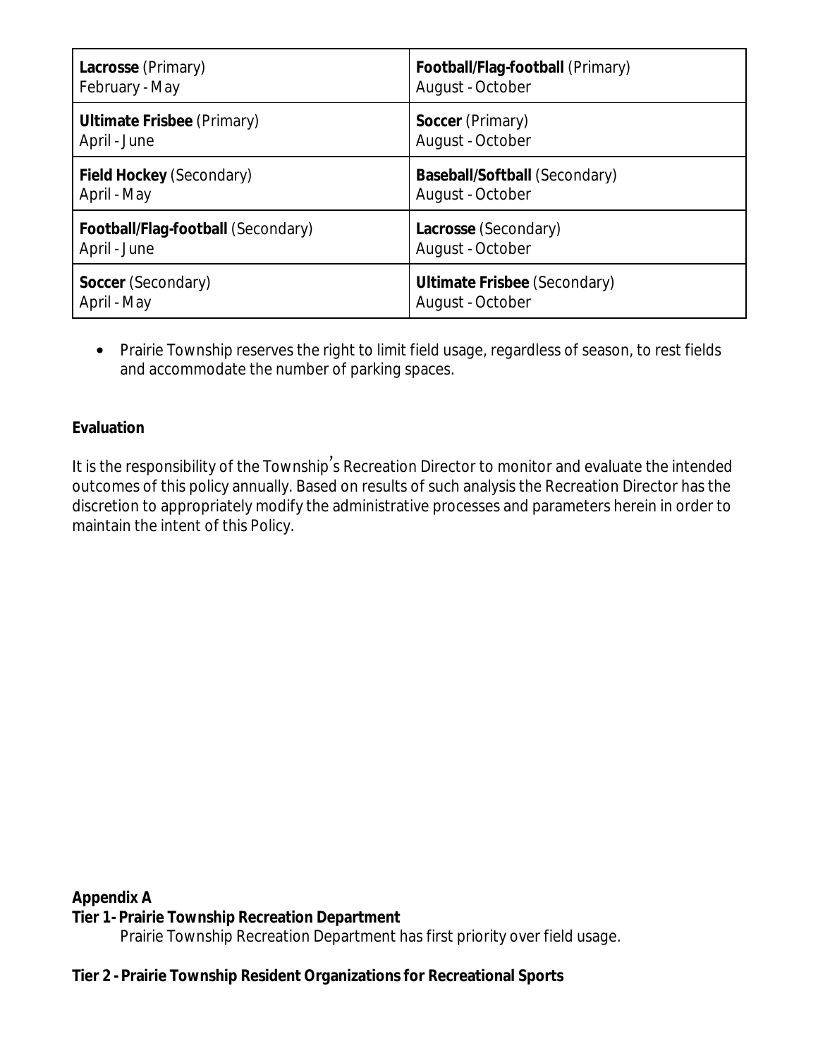| Lacrosse (Primary)<br>February - May | Football/Flag-football (Primary)<br>August - October |
|---|---|
| **Ultimate Frisbee** (Primary)<br>April - June | **Soccer** (Primary)<br>August - October |
| **Field Hockey** (Secondary)<br>April - May | **Baseball/Softball** (Secondary)<br>August - October |
| **Football/Flag-football** (Secondary)<br>April - June | **Lacrosse** (Secondary)<br>August - October |
| **Soccer** (Secondary)<br>April - May | **Ultimate Frisbee** (Secondary)<br>August - October |

- Prairie Township reserves the right to limit field usage, regardless of season, to rest fields and accommodate the number of parking spaces.

**Evaluation**

It is the responsibility of the Township's Recreation Director to monitor and evaluate the intended outcomes of this policy annually. Based on results of such analysis the Recreation Director has the discretion to appropriately modify the administrative processes and parameters herein in order to maintain the intent of this Policy.

**Appendix A**

**Tier 1- Prairie Township Recreation Department**

Prairie Township Recreation Department has first priority over field usage.

**Tier 2 - Prairie Township Resident Organizations for Recreational Sports**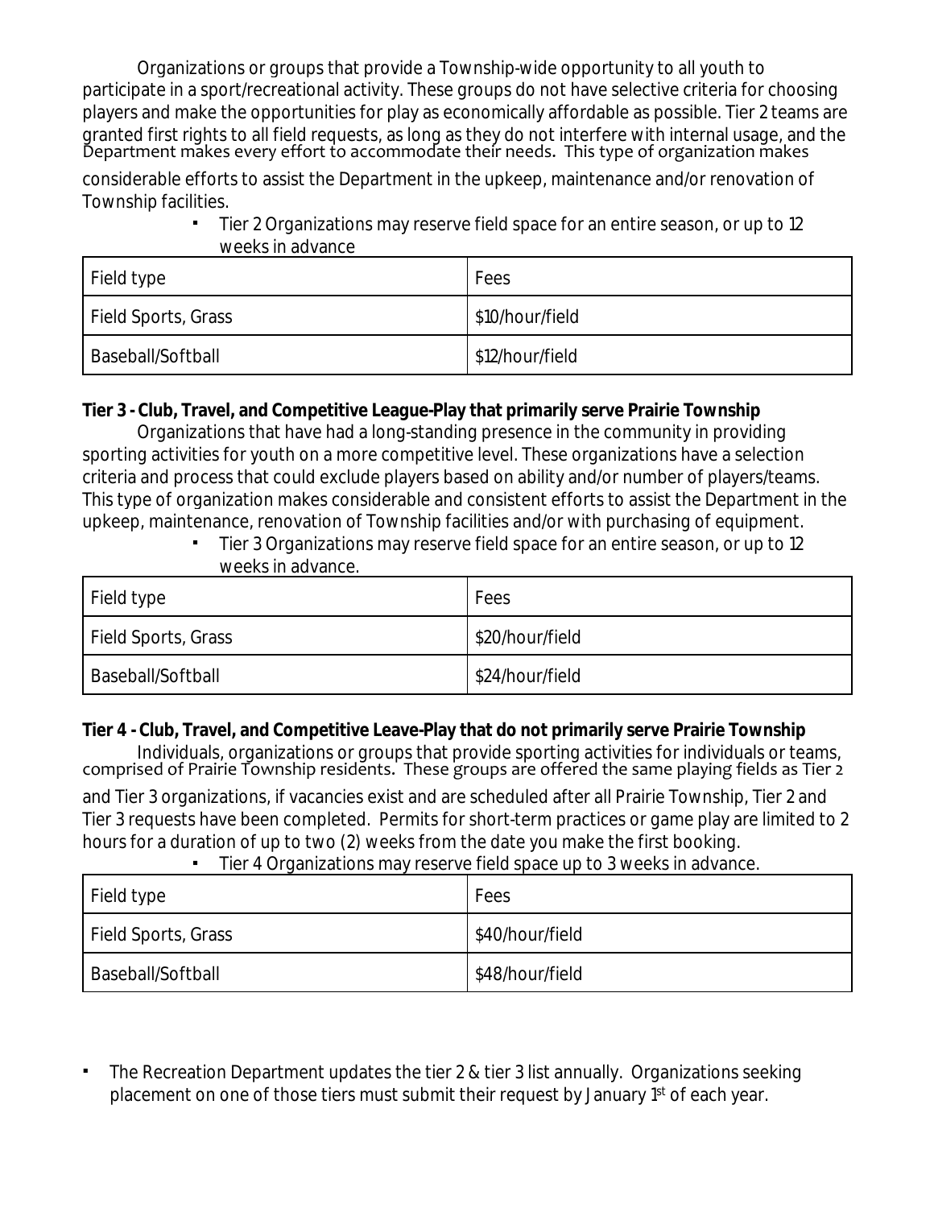Organizations or groups that provide a Township-wide opportunity to all youth to participate in a sport/recreational activity. These groups do not have selective criteria for choosing players and make the opportunities for play as economically affordable as possible. Tier 2 teams are granted first rights to all field requests, as long as they do not interfere with internal usage, and the Department makes every effort to accommodate their needs. This type of organization makes considerable efforts to assist the Department in the upkeep, maintenance and/or renovation of Township facilities.

- Tier 2 Organizations may reserve field space for an entire season, or up to 12 weeks in advance

| Field type | Fees |
|---|---|
| Field Sports, Grass | $10/hour/field |
| Baseball/Softball | $12/hour/field |

**Tier 3 - Club, Travel, and Competitive League-Play that primarily serve Prairie Township**

Organizations that have had a long-standing presence in the community in providing sporting activities for youth on a more competitive level. These organizations have a selection criteria and process that could exclude players based on ability and/or number of players/teams. This type of organization makes considerable and consistent efforts to assist the Department in the upkeep, maintenance, renovation of Township facilities and/or with purchasing of equipment.

- Tier 3 Organizations may reserve field space for an entire season, or up to 12 weeks in advance.

| Field type | Fees |
|---|---|
| Field Sports, Grass | $20/hour/field |
| Baseball/Softball | $24/hour/field |

**Tier 4 - Club, Travel, and Competitive Leave-Play that do not primarily serve Prairie Township**

Individuals, organizations or groups that provide sporting activities for individuals or teams, comprised of Prairie Township residents. These groups are offered the same playing fields as Tier 2 and Tier 3 organizations, if vacancies exist and are scheduled after all Prairie Township, Tier 2 and Tier 3 requests have been completed. Permits for short-term practices or game play are limited to 2 hours for a duration of up to two (2) weeks from the date you make the first booking.

- Tier 4 Organizations may reserve field space up to 3 weeks in advance.

| Field type | Fees |
|---|---|
| Field Sports, Grass | $40/hour/field |
| Baseball/Softball | $48/hour/field |

- The Recreation Department updates the tier 2 & tier 3 list annually. Organizations seeking placement on one of those tiers must submit their request by January 1st of each year.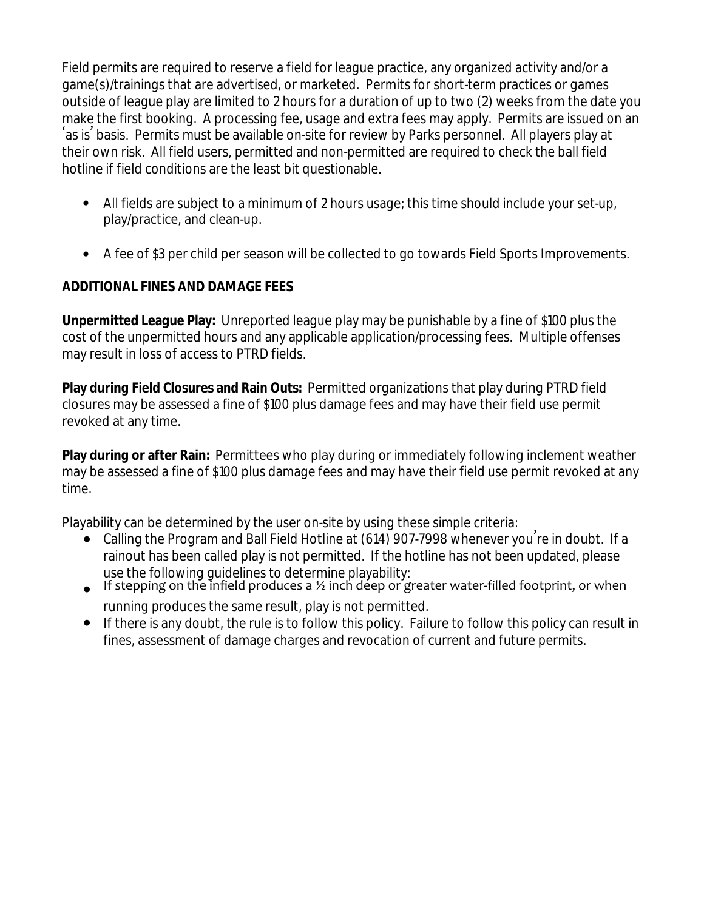Field permits are required to reserve a field for league practice, any organized activity and/or a game(s)/trainings that are advertised, or marketed. Permits for short-term practices or games outside of league play are limited to 2 hours for a duration of up to two (2) weeks from the date you make the first booking. A processing fee, usage and extra fees may apply. Permits are issued on an 'as is' basis. Permits must be available on-site for review by Parks personnel. All players play at their own risk. All field users, permitted and non-permitted are required to check the ball field hotline if field conditions are the least bit questionable.

- All fields are subject to a minimum of 2 hours usage; this time should include your set-up, play/practice, and clean-up.
- A fee of $3 per child per season will be collected to go towards Field Sports Improvements.

**ADDITIONAL FINES AND DAMAGE FEES**

**Unpermitted League Play:** Unreported league play may be punishable by a fine of $100 plus the cost of the unpermitted hours and any applicable application/processing fees. Multiple offenses may result in loss of access to PTRD fields.

**Play during Field Closures and Rain Outs:** Permitted organizations that play during PTRD field closures may be assessed a fine of $100 plus damage fees and may have their field use permit revoked at any time.

**Play during or after Rain:** Permittees who play during or immediately following inclement weather may be assessed a fine of $100 plus damage fees and may have their field use permit revoked at any time.

Playability can be determined by the user on-site by using these simple criteria:

- Calling the Program and Ball Field Hotline at (614) 907-7998 whenever you're in doubt. If a rainout has been called play is not permitted. If the hotline has not been updated, please use the following guidelines to determine playability:
- If stepping on the infield produces a ½ inch deep or greater water-filled footprint, or when running produces the same result, play is not permitted.
- If there is any doubt, the rule is to follow this policy. Failure to follow this policy can result in fines, assessment of damage charges and revocation of current and future permits.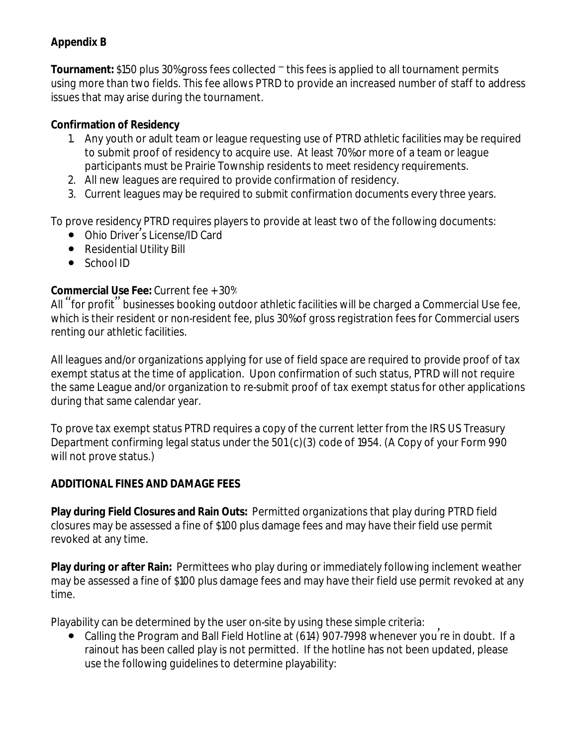**Appendix B**

**Tournament:** $150 plus 30% gross fees collected – this fees is applied to all tournament permits using more than two fields. This fee allows PTRD to provide an increased number of staff to address issues that may arise during the tournament.

**Confirmation of Residency**

1. Any youth or adult team or league requesting use of PTRD athletic facilities may be required to submit proof of residency to acquire use. At least 70% or more of a team or league participants must be Prairie Township residents to meet residency requirements.
2. All new leagues are required to provide confirmation of residency.
3. Current leagues may be required to submit confirmation documents every three years.

To prove residency PTRD requires players to provide at least two of the following documents:

- Ohio Driver's License/ID Card
- Residential Utility Bill
- School ID

**Commercial Use Fee:** Current fee + 30%
All "for profit" businesses booking outdoor athletic facilities will be charged a Commercial Use fee, which is their resident or non-resident fee, plus 30% of gross registration fees for Commercial users renting our athletic facilities.

All leagues and/or organizations applying for use of field space are required to provide proof of tax exempt status at the time of application. Upon confirmation of such status, PTRD will not require the same League and/or organization to re-submit proof of tax exempt status for other applications during that same calendar year.

To prove tax exempt status PTRD requires a copy of the current letter from the IRS US Treasury Department confirming legal status under the 501(c)(3) code of 1954. (A Copy of your Form 990 will not prove status.)

**ADDITIONAL FINES AND DAMAGE FEES**

**Play during Field Closures and Rain Outs:** Permitted organizations that play during PTRD field closures may be assessed a fine of $100 plus damage fees and may have their field use permit revoked at any time.

**Play during or after Rain:** Permittees who play during or immediately following inclement weather may be assessed a fine of $100 plus damage fees and may have their field use permit revoked at any time.

Playability can be determined by the user on-site by using these simple criteria:

- Calling the Program and Ball Field Hotline at (614) 907-7998 whenever you're in doubt. If a rainout has been called play is not permitted. If the hotline has not been updated, please use the following guidelines to determine playability: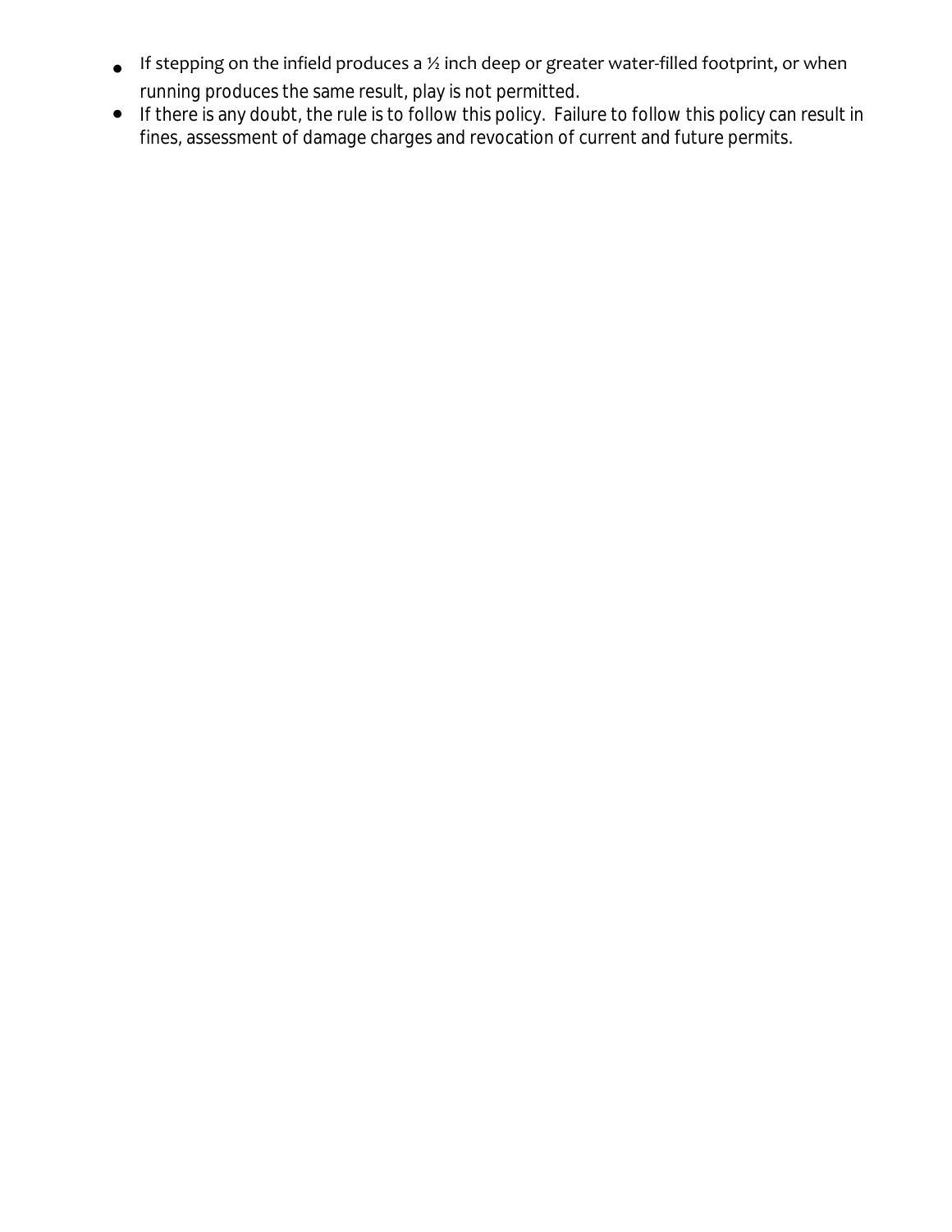- If stepping on the infield produces a ½ inch deep or greater water-filled footprint, or when running produces the same result, play is not permitted.
- If there is any doubt, the rule is to follow this policy. Failure to follow this policy can result in fines, assessment of damage charges and revocation of current and future permits.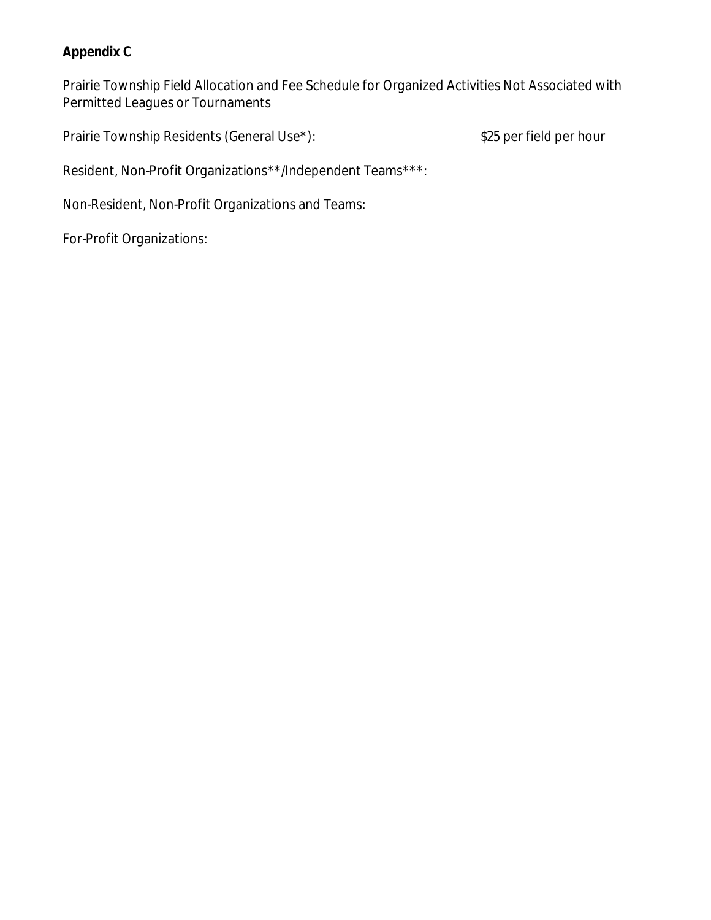**Appendix C**

Prairie Township Field Allocation and Fee Schedule for Organized Activities Not Associated with Permitted Leagues or Tournaments

Prairie Township Residents (General Use*): $25 per field per hour

Resident, Non-Profit Organizations**/Independent Teams***:

Non-Resident, Non-Profit Organizations and Teams:

For-Profit Organizations: